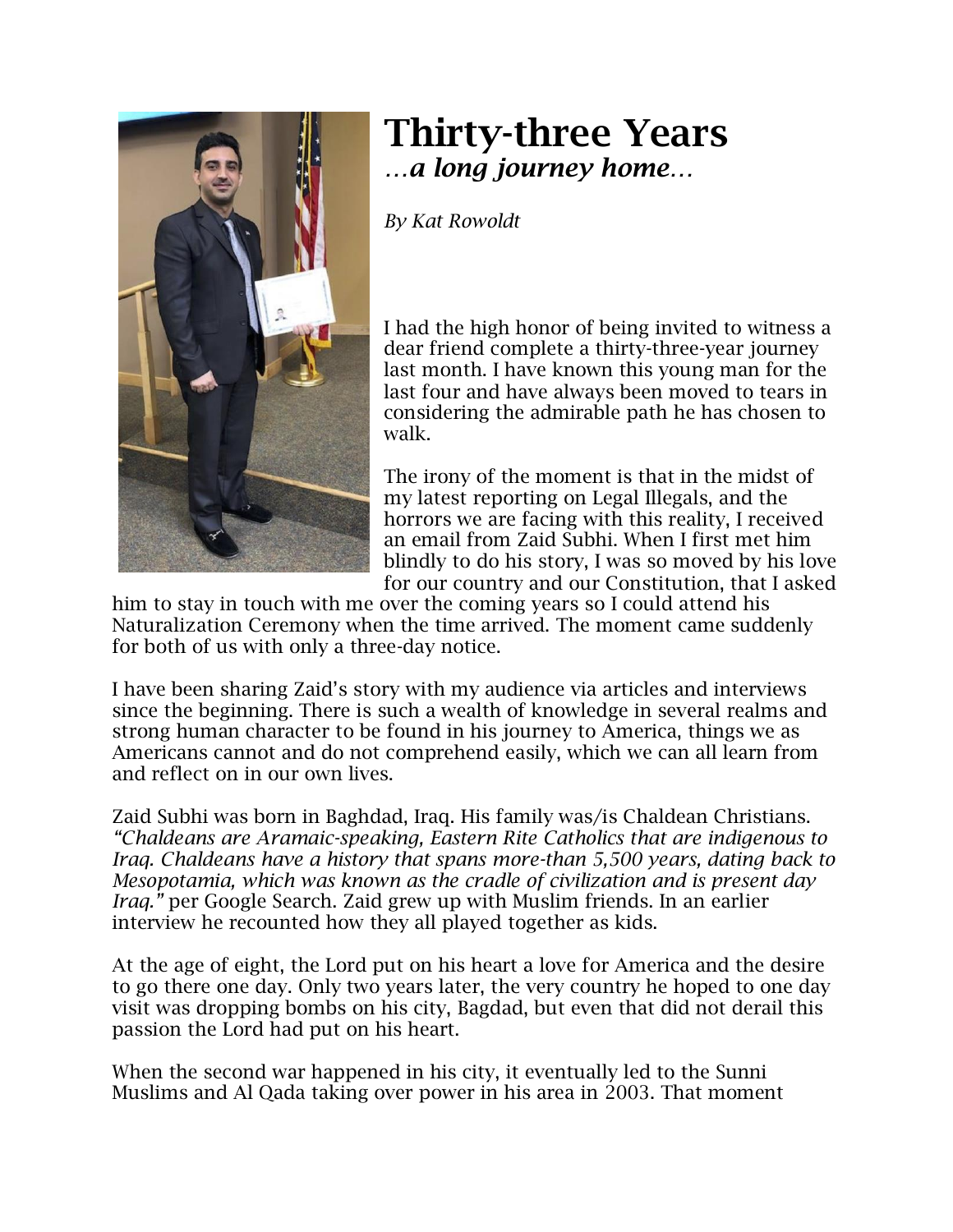# Thirty-three Years

***…a long journey home…***

*By Kat Rowoldt*

I had the high honor of being invited to witness a dear friend complete a thirty-three-year journey last month. I have known this young man for the last four and have always been moved to tears in considering the admirable path he has chosen to walk.

The irony of the moment is that in the midst of my latest reporting on Legal Illegals, and the horrors we are facing with this reality, I received an email from Zaid Subhi. When I first met him blindly to do his story, I was so moved by his love for our country and our Constitution, that I asked him to stay in touch with me over the coming years so I could attend his Naturalization Ceremony when the time arrived. The moment came suddenly for both of us with only a three-day notice.

I have been sharing Zaid's story with my audience via articles and interviews since the beginning. There is such a wealth of knowledge in several realms and strong human character to be found in his journey to America, things we as Americans cannot and do not comprehend easily, which we can all learn from and reflect on in our own lives.

Zaid Subhi was born in Baghdad, Iraq. His family was/is Chaldean Christians. *"Chaldeans are Aramaic-speaking, Eastern Rite Catholics that are indigenous to Iraq. Chaldeans have a history that spans more-than 5,500 years, dating back to Mesopotamia, which was known as the cradle of civilization and is present day Iraq."* per Google Search. Zaid grew up with Muslim friends. In an earlier interview he recounted how they all played together as kids.

At the age of eight, the Lord put on his heart a love for America and the desire to go there one day. Only two years later, the very country he hoped to one day visit was dropping bombs on his city, Bagdad, but even that did not derail this passion the Lord had put on his heart.

When the second war happened in his city, it eventually led to the Sunni Muslims and Al Qada taking over power in his area in 2003. That moment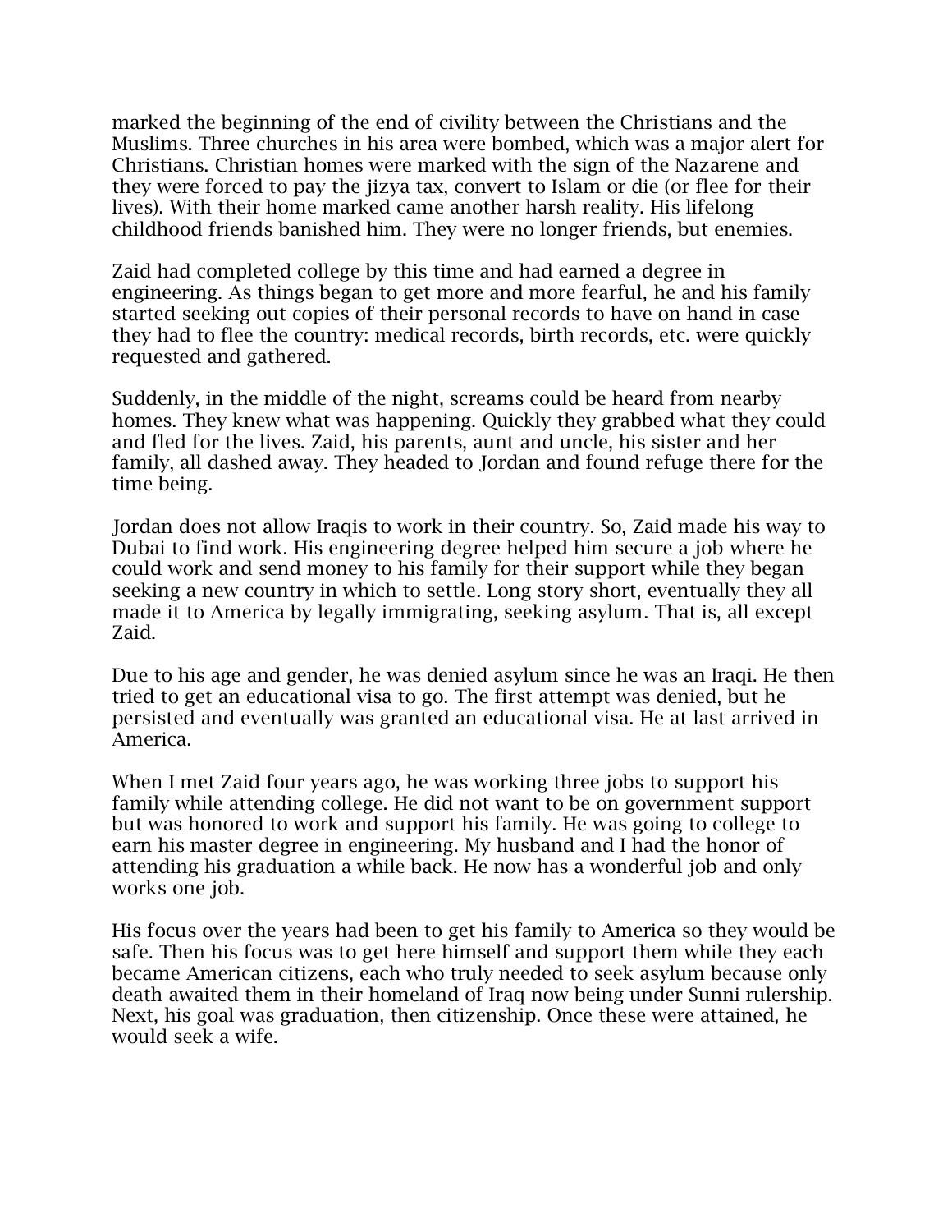marked the beginning of the end of civility between the Christians and the Muslims. Three churches in his area were bombed, which was a major alert for Christians. Christian homes were marked with the sign of the Nazarene and they were forced to pay the jizya tax, convert to Islam or die (or flee for their lives). With their home marked came another harsh reality. His lifelong childhood friends banished him. They were no longer friends, but enemies.

Zaid had completed college by this time and had earned a degree in engineering. As things began to get more and more fearful, he and his family started seeking out copies of their personal records to have on hand in case they had to flee the country: medical records, birth records, etc. were quickly requested and gathered.

Suddenly, in the middle of the night, screams could be heard from nearby homes. They knew what was happening. Quickly they grabbed what they could and fled for the lives. Zaid, his parents, aunt and uncle, his sister and her family, all dashed away. They headed to Jordan and found refuge there for the time being.

Jordan does not allow Iraqis to work in their country. So, Zaid made his way to Dubai to find work. His engineering degree helped him secure a job where he could work and send money to his family for their support while they began seeking a new country in which to settle. Long story short, eventually they all made it to America by legally immigrating, seeking asylum. That is, all except Zaid.

Due to his age and gender, he was denied asylum since he was an Iraqi. He then tried to get an educational visa to go. The first attempt was denied, but he persisted and eventually was granted an educational visa. He at last arrived in America.

When I met Zaid four years ago, he was working three jobs to support his family while attending college. He did not want to be on government support but was honored to work and support his family. He was going to college to earn his master degree in engineering. My husband and I had the honor of attending his graduation a while back. He now has a wonderful job and only works one job.

His focus over the years had been to get his family to America so they would be safe. Then his focus was to get here himself and support them while they each became American citizens, each who truly needed to seek asylum because only death awaited them in their homeland of Iraq now being under Sunni rulership. Next, his goal was graduation, then citizenship. Once these were attained, he would seek a wife.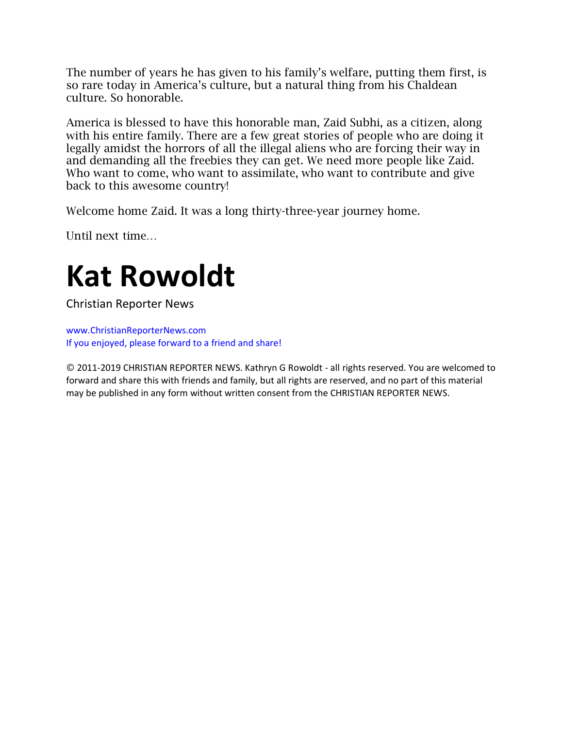The number of years he has given to his family's welfare, putting them first, is so rare today in America's culture, but a natural thing from his Chaldean culture. So honorable.

America is blessed to have this honorable man, Zaid Subhi, as a citizen, along with his entire family. There are a few great stories of people who are doing it legally amidst the horrors of all the illegal aliens who are forcing their way in and demanding all the freebies they can get. We need more people like Zaid. Who want to come, who want to assimilate, who want to contribute and give back to this awesome country!

Welcome home Zaid. It was a long thirty-three-year journey home.

Until next time…

# Kat Rowoldt

Christian Reporter News

www.ChristianReporterNews.com
If you enjoyed, please forward to a friend and share!

© 2011-2019 CHRISTIAN REPORTER NEWS. Kathryn G Rowoldt - all rights reserved. You are welcomed to forward and share this with friends and family, but all rights are reserved, and no part of this material may be published in any form without written consent from the CHRISTIAN REPORTER NEWS.